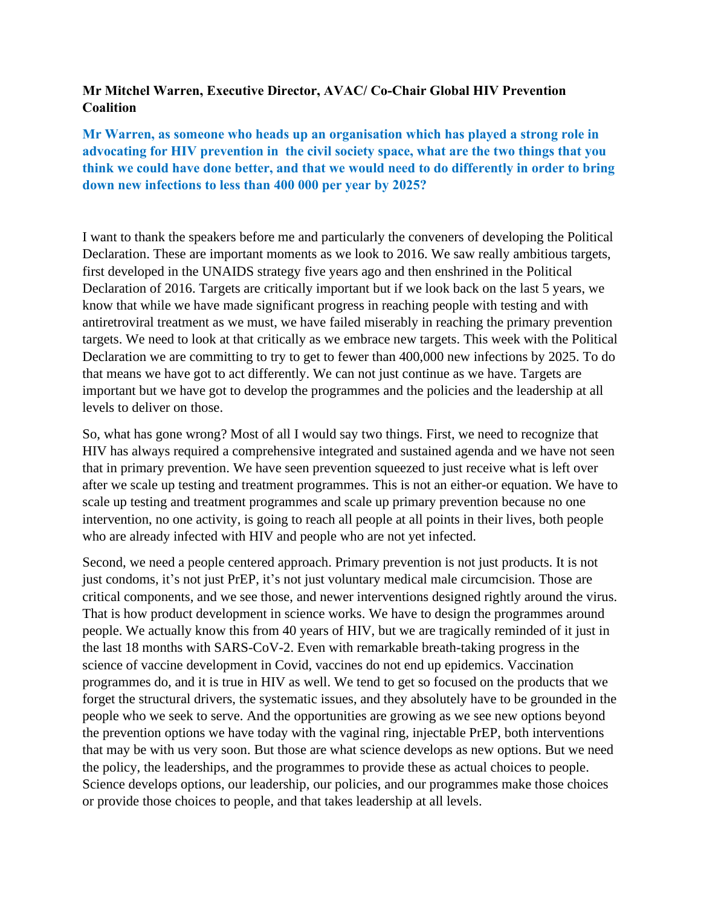**Mr Mitchel Warren, Executive Director, AVAC/ Co-Chair Global HIV Prevention Coalition**

**Mr Warren, as someone who heads up an organisation which has played a strong role in advocating for HIV prevention in the civil society space, what are the two things that you think we could have done better, and that we would need to do differently in order to bring down new infections to less than 400 000 per year by 2025?**

I want to thank the speakers before me and particularly the conveners of developing the Political Declaration. These are important moments as we look to 2016. We saw really ambitious targets, first developed in the UNAIDS strategy five years ago and then enshrined in the Political Declaration of 2016. Targets are critically important but if we look back on the last 5 years, we know that while we have made significant progress in reaching people with testing and with antiretroviral treatment as we must, we have failed miserably in reaching the primary prevention targets. We need to look at that critically as we embrace new targets. This week with the Political Declaration we are committing to try to get to fewer than 400,000 new infections by 2025. To do that means we have got to act differently. We can not just continue as we have. Targets are important but we have got to develop the programmes and the policies and the leadership at all levels to deliver on those.

So, what has gone wrong? Most of all I would say two things. First, we need to recognize that HIV has always required a comprehensive integrated and sustained agenda and we have not seen that in primary prevention. We have seen prevention squeezed to just receive what is left over after we scale up testing and treatment programmes. This is not an either-or equation. We have to scale up testing and treatment programmes and scale up primary prevention because no one intervention, no one activity, is going to reach all people at all points in their lives, both people who are already infected with HIV and people who are not yet infected.

Second, we need a people centered approach. Primary prevention is not just products. It is not just condoms, it's not just PrEP, it's not just voluntary medical male circumcision. Those are critical components, and we see those, and newer interventions designed rightly around the virus. That is how product development in science works. We have to design the programmes around people. We actually know this from 40 years of HIV, but we are tragically reminded of it just in the last 18 months with SARS-CoV-2. Even with remarkable breath-taking progress in the science of vaccine development in Covid, vaccines do not end up epidemics. Vaccination programmes do, and it is true in HIV as well. We tend to get so focused on the products that we forget the structural drivers, the systematic issues, and they absolutely have to be grounded in the people who we seek to serve. And the opportunities are growing as we see new options beyond the prevention options we have today with the vaginal ring, injectable PrEP, both interventions that may be with us very soon. But those are what science develops as new options. But we need the policy, the leaderships, and the programmes to provide these as actual choices to people. Science develops options, our leadership, our policies, and our programmes make those choices or provide those choices to people, and that takes leadership at all levels.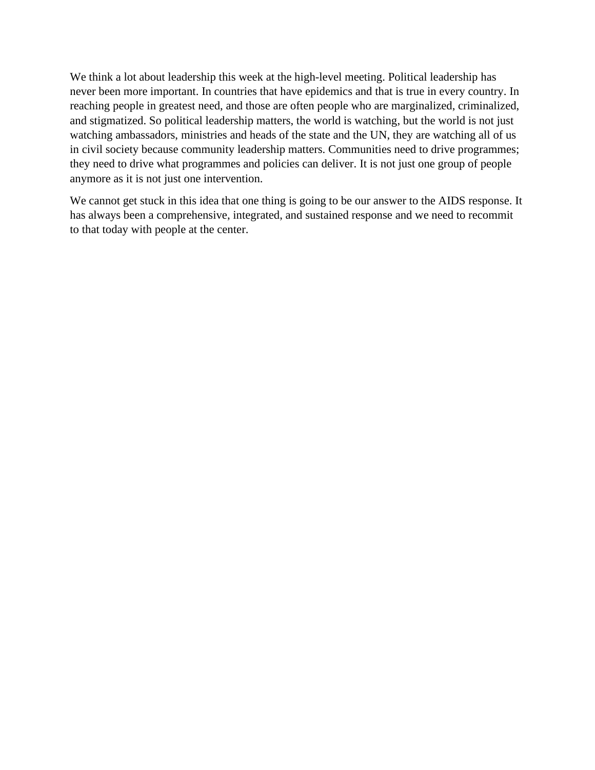We think a lot about leadership this week at the high-level meeting. Political leadership has never been more important. In countries that have epidemics and that is true in every country. In reaching people in greatest need, and those are often people who are marginalized, criminalized, and stigmatized. So political leadership matters, the world is watching, but the world is not just watching ambassadors, ministries and heads of the state and the UN, they are watching all of us in civil society because community leadership matters. Communities need to drive programmes; they need to drive what programmes and policies can deliver. It is not just one group of people anymore as it is not just one intervention.

We cannot get stuck in this idea that one thing is going to be our answer to the AIDS response. It has always been a comprehensive, integrated, and sustained response and we need to recommit to that today with people at the center.